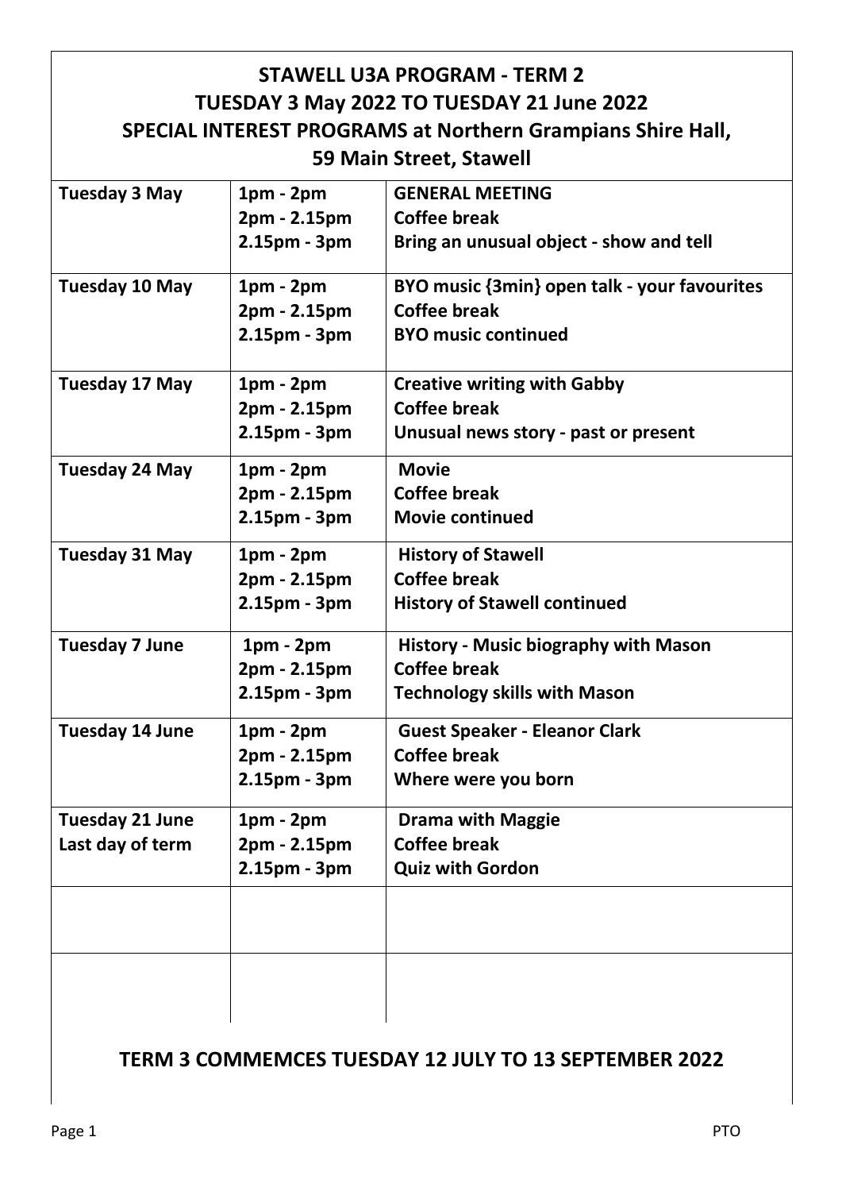# STAWELL U3A PROGRAM - TERM 2
## TUESDAY 3 May 2022 TO TUESDAY 21 June 2022
## SPECIAL INTEREST PROGRAMS at Northern Grampians Shire Hall, 59 Main Street, Stawell

| | | |
|---|---|---|
| **Tuesday 3 May** | **1pm - 2pm**<br>**2pm - 2.15pm**<br>**2.15pm - 3pm** | **GENERAL MEETING**<br>**Coffee break**<br>**Bring an unusual object - show and tell** |
| **Tuesday 10 May** | **1pm - 2pm**<br>**2pm - 2.15pm**<br>**2.15pm - 3pm** | **BYO music {3min} open talk - your favourites**<br>**Coffee break**<br>**BYO music continued** |
| **Tuesday 17 May** | **1pm - 2pm**<br>**2pm - 2.15pm**<br>**2.15pm - 3pm** | **Creative writing with Gabby**<br>**Coffee break**<br>**Unusual news story - past or present** |
| **Tuesday 24 May** | **1pm - 2pm**<br>**2pm - 2.15pm**<br>**2.15pm - 3pm** | **Movie**<br>**Coffee break**<br>**Movie continued** |
| **Tuesday 31 May** | **1pm - 2pm**<br>**2pm - 2.15pm**<br>**2.15pm - 3pm** | **History of Stawell**<br>**Coffee break**<br>**History of Stawell continued** |
| **Tuesday 7 June** | **1pm - 2pm**<br>**2pm - 2.15pm**<br>**2.15pm - 3pm** | **History - Music biography with Mason**<br>**Coffee break**<br>**Technology skills with Mason** |
| **Tuesday 14 June** | **1pm - 2pm**<br>**2pm - 2.15pm**<br>**2.15pm - 3pm** | **Guest Speaker - Eleanor Clark**<br>**Coffee break**<br>**Where were you born** |
| **Tuesday 21 June**<br>**Last day of term** | **1pm - 2pm**<br>**2pm - 2.15pm**<br>**2.15pm - 3pm** | **Drama with Maggie**<br>**Coffee break**<br>**Quiz with Gordon** |
| | | |
| | | |

## TERM 3 COMMEMCES TUESDAY 12 JULY TO 13 SEPTEMBER 2022

PTO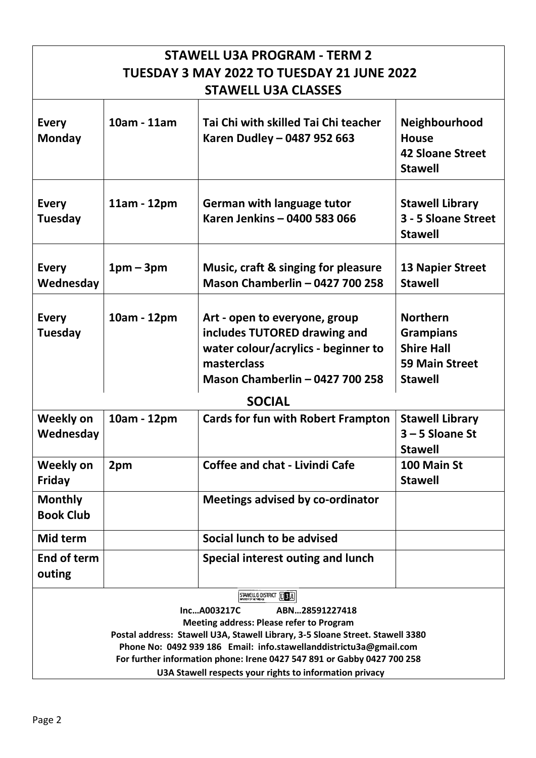# STAWELL U3A PROGRAM - TERM 2

## TUESDAY 3 MAY 2022 TO TUESDAY 21 JUNE 2022

## STAWELL U3A CLASSES

| | | | |
|---|---|---|---|
| **Every Monday** | **10am - 11am** | **Tai Chi with skilled Tai Chi teacher Karen Dudley – 0487 952 663** | **Neighbourhood House 42 Sloane Street Stawell** |
| **Every Tuesday** | **11am - 12pm** | **German with language tutor Karen Jenkins – 0400 583 066** | **Stawell Library 3 - 5 Sloane Street Stawell** |
| **Every Wednesday** | **1pm – 3pm** | **Music, craft & singing for pleasure Mason Chamberlin – 0427 700 258** | **13 Napier Street Stawell** |
| **Every Tuesday** | **10am - 12pm** | **Art - open to everyone, group includes TUTORED drawing and water colour/acrylics - beginner to masterclass Mason Chamberlin – 0427 700 258** | **Northern Grampians Shire Hall 59 Main Street Stawell** |

## SOCIAL

| | | | |
|---|---|---|---|
| **Weekly on Wednesday** | **10am - 12pm** | **Cards for fun with Robert Frampton** | **Stawell Library 3 – 5 Sloane St Stawell** |
| **Weekly on Friday** | **2pm** | **Coffee and chat - Livindi Cafe** | **100 Main St Stawell** |
| **Monthly Book Club** | | **Meetings advised by co-ordinator** | |
| **Mid term** | | **Social lunch to be advised** | |
| **End of term outing** | | **Special interest outing and lunch** | |

STAWELL & DISTRICT U3A

**Inc…A003217C ABN…28591227418**

**Meeting address: Please refer to Program**

**Postal address: Stawell U3A, Stawell Library, 3-5 Sloane Street. Stawell 3380**

**Phone No: 0492 939 186 Email: info.stawellanddistrictu3a@gmail.com**

**For further information phone: Irene 0427 547 891 or Gabby 0427 700 258**

**U3A Stawell respects your rights to information privacy**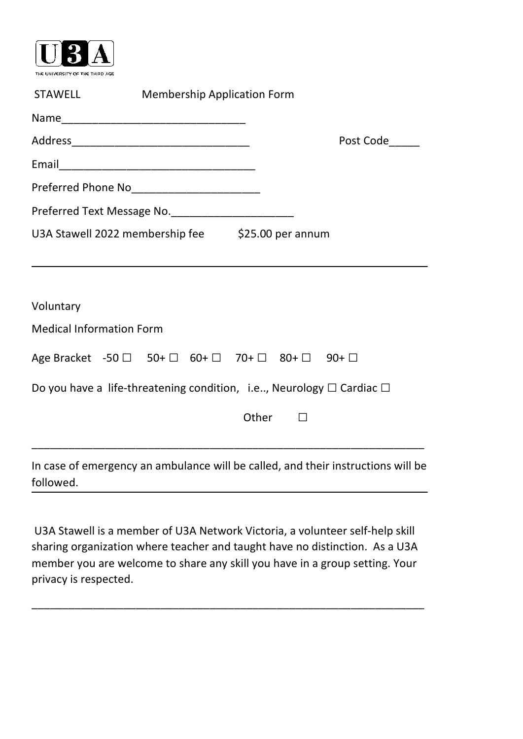U3A

THE UNIVERSITY OF THE THIRD AGE

STAWELL Membership Application Form

Name______________________________

Address______________________________ Post Code_____

Email_________________________________

Preferred Phone No_____________________

Preferred Text Message No.____________________

U3A Stawell 2022 membership fee $25.00 per annum

---

Voluntary

Medical Information Form

Age Bracket -50 ☐ 50+ ☐ 60+ ☐ 70+ ☐ 80+ ☐ 90+ ☐

Do you have a life-threatening condition, i.e.., Neurology ☐ Cardiac ☐

Other ☐

___________________________________________________________________

In case of emergency an ambulance will be called, and their instructions will be followed.

---

U3A Stawell is a member of U3A Network Victoria, a volunteer self-help skill sharing organization where teacher and taught have no distinction. As a U3A member you are welcome to share any skill you have in a group setting. Your privacy is respected.

___________________________________________________________________